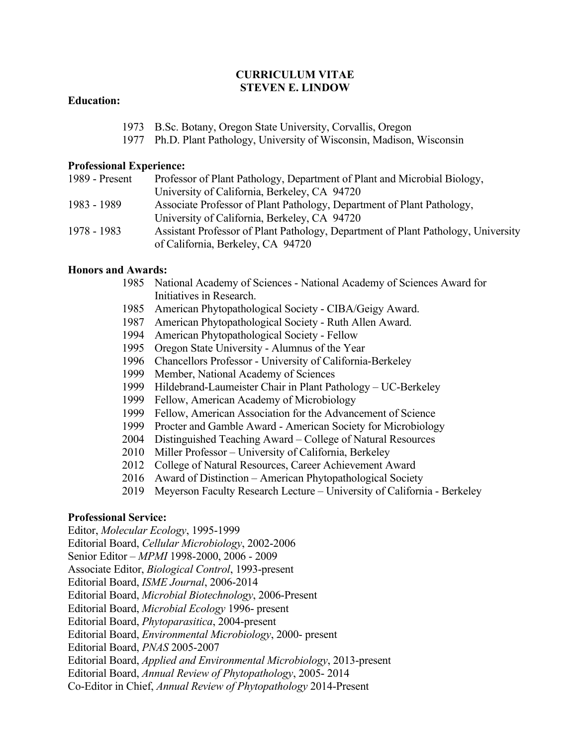# CURRICULUM VITAE
# STEVEN E. LINDOW

## Education:

- 1973 B.Sc. Botany, Oregon State University, Corvallis, Oregon
- 1977 Ph.D. Plant Pathology, University of Wisconsin, Madison, Wisconsin

## Professional Experience:

| | |
|---|---|
| 1989 - Present | Professor of Plant Pathology, Department of Plant and Microbial Biology, University of California, Berkeley, CA 94720 |
| 1983 - 1989 | Associate Professor of Plant Pathology, Department of Plant Pathology, University of California, Berkeley, CA 94720 |
| 1978 - 1983 | Assistant Professor of Plant Pathology, Department of Plant Pathology, University of California, Berkeley, CA 94720 |

## Honors and Awards:

- 1985 National Academy of Sciences - National Academy of Sciences Award for Initiatives in Research.
- 1985 American Phytopathological Society - CIBA/Geigy Award.
- 1987 American Phytopathological Society - Ruth Allen Award.
- 1994 American Phytopathological Society - Fellow
- 1995 Oregon State University - Alumnus of the Year
- 1996 Chancellors Professor - University of California-Berkeley
- 1999 Member, National Academy of Sciences
- 1999 Hildebrand-Laumeister Chair in Plant Pathology – UC-Berkeley
- 1999 Fellow, American Academy of Microbiology
- 1999 Fellow, American Association for the Advancement of Science
- 1999 Procter and Gamble Award - American Society for Microbiology
- 2004 Distinguished Teaching Award – College of Natural Resources
- 2010 Miller Professor – University of California, Berkeley
- 2012 College of Natural Resources, Career Achievement Award
- 2016 Award of Distinction – American Phytopathological Society
- 2019 Meyerson Faculty Research Lecture – University of California - Berkeley

## Professional Service:

Editor, *Molecular Ecology*, 1995-1999
Editorial Board, *Cellular Microbiology*, 2002-2006
Senior Editor – *MPMI* 1998-2000, 2006 - 2009
Associate Editor, *Biological Control*, 1993-present
Editorial Board, *ISME Journal*, 2006-2014
Editorial Board, *Microbial Biotechnology*, 2006-Present
Editorial Board, *Microbial Ecology* 1996- present
Editorial Board, *Phytoparasitica*, 2004-present
Editorial Board, *Environmental Microbiology*, 2000- present
Editorial Board, *PNAS* 2005-2007
Editorial Board, *Applied and Environmental Microbiology*, 2013-present
Editorial Board, *Annual Review of Phytopathology*, 2005- 2014
Co-Editor in Chief, *Annual Review of Phytopathology* 2014-Present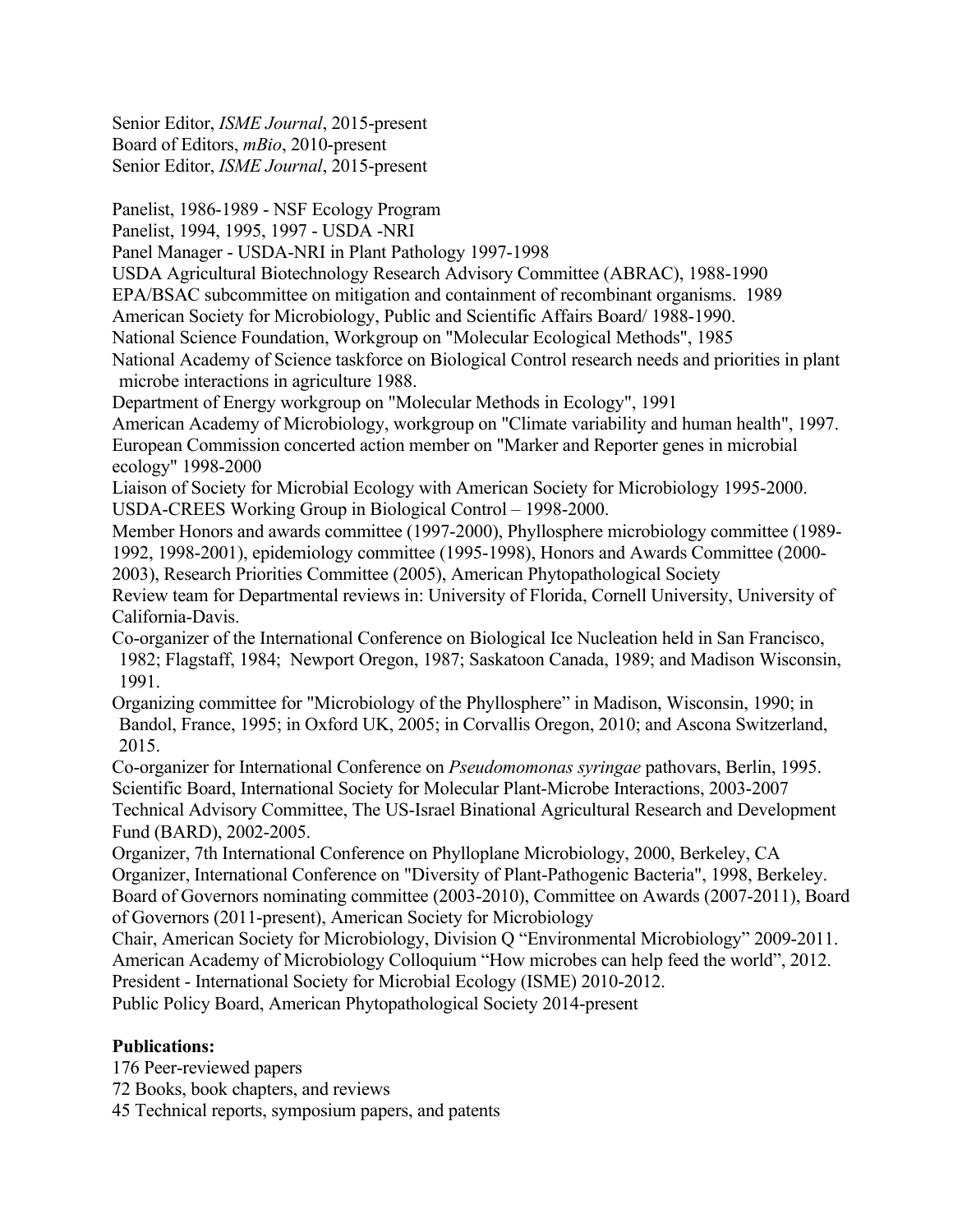Senior Editor, *ISME Journal*, 2015-present
Board of Editors, *mBio*, 2010-present
Senior Editor, *ISME Journal*, 2015-present

Panelist, 1986-1989 - NSF Ecology Program
Panelist, 1994, 1995, 1997 - USDA -NRI
Panel Manager - USDA-NRI in Plant Pathology 1997-1998
USDA Agricultural Biotechnology Research Advisory Committee (ABRAC), 1988-1990
EPA/BSAC subcommittee on mitigation and containment of recombinant organisms. 1989
American Society for Microbiology, Public and Scientific Affairs Board/ 1988-1990.
National Science Foundation, Workgroup on "Molecular Ecological Methods", 1985
National Academy of Science taskforce on Biological Control research needs and priorities in plant microbe interactions in agriculture 1988.
Department of Energy workgroup on "Molecular Methods in Ecology", 1991
American Academy of Microbiology, workgroup on "Climate variability and human health", 1997.
European Commission concerted action member on "Marker and Reporter genes in microbial ecology" 1998-2000
Liaison of Society for Microbial Ecology with American Society for Microbiology 1995-2000.
USDA-CREES Working Group in Biological Control – 1998-2000.
Member Honors and awards committee (1997-2000), Phyllosphere microbiology committee (1989-1992, 1998-2001), epidemiology committee (1995-1998), Honors and Awards Committee (2000-2003), Research Priorities Committee (2005), American Phytopathological Society
Review team for Departmental reviews in: University of Florida, Cornell University, University of California-Davis.
Co-organizer of the International Conference on Biological Ice Nucleation held in San Francisco, 1982; Flagstaff, 1984; Newport Oregon, 1987; Saskatoon Canada, 1989; and Madison Wisconsin, 1991.
Organizing committee for "Microbiology of the Phyllosphere" in Madison, Wisconsin, 1990; in Bandol, France, 1995; in Oxford UK, 2005; in Corvallis Oregon, 2010; and Ascona Switzerland, 2015.
Co-organizer for International Conference on *Pseudomomonas syringae* pathovars, Berlin, 1995.
Scientific Board, International Society for Molecular Plant-Microbe Interactions, 2003-2007
Technical Advisory Committee, The US-Israel Binational Agricultural Research and Development Fund (BARD), 2002-2005.
Organizer, 7th International Conference on Phylloplane Microbiology, 2000, Berkeley, CA
Organizer, International Conference on "Diversity of Plant-Pathogenic Bacteria", 1998, Berkeley.
Board of Governors nominating committee (2003-2010), Committee on Awards (2007-2011), Board of Governors (2011-present), American Society for Microbiology
Chair, American Society for Microbiology, Division Q "Environmental Microbiology" 2009-2011.
American Academy of Microbiology Colloquium "How microbes can help feed the world", 2012.
President - International Society for Microbial Ecology (ISME) 2010-2012.
Public Policy Board, American Phytopathological Society 2014-present

**Publications:**
176 Peer-reviewed papers
72 Books, book chapters, and reviews
45 Technical reports, symposium papers, and patents